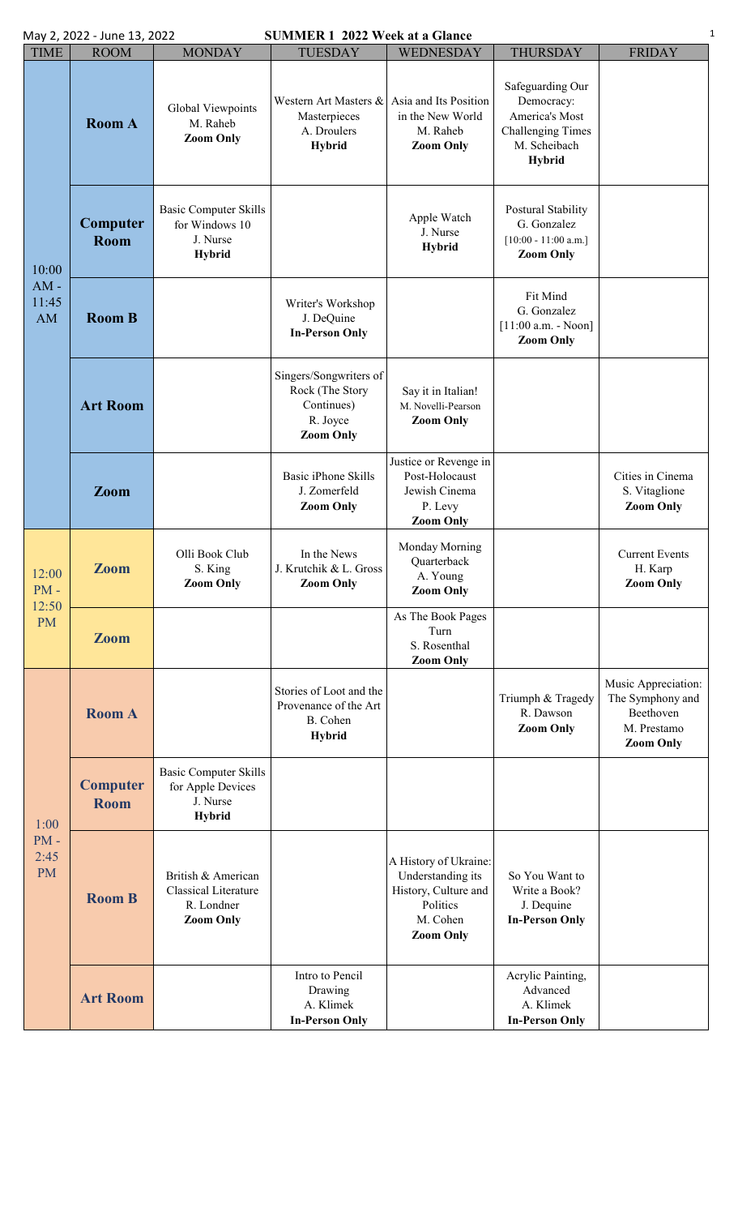May 2, 2022 - June 13, 2022

# SUMMER 1 2022 Week at a Glance

| TIME | ROOM | MONDAY | TUESDAY | WEDNESDAY | THURSDAY | FRIDAY |
|---|---|---|---|---|---|---|
| 10:00 AM - 11:45 AM | **Room A** | Global Viewpoints<br>M. Raheb<br>**Zoom Only** | Western Art Masters & Masterpieces<br>A. Droulers<br>**Hybrid** | Asia and Its Position in the New World<br>M. Raheb<br>**Zoom Only** | Safeguarding Our Democracy: America's Most Challenging Times<br>M. Scheibach<br>**Hybrid** | |
| | **Computer Room** | Basic Computer Skills for Windows 10<br>J. Nurse<br>**Hybrid** | | Apple Watch<br>J. Nurse<br>**Hybrid** | Postural Stability<br>G. Gonzalez<br>[10:00 - 11:00 a.m.]<br>**Zoom Only** | |
| | **Room B** | | Writer's Workshop<br>J. DeQuine<br>**In-Person Only** | | Fit Mind<br>G. Gonzalez<br>[11:00 a.m. - Noon]<br>**Zoom Only** | |
| | **Art Room** | | Singers/Songwriters of Rock (The Story Continues)<br>R. Joyce<br>**Zoom Only** | Say it in Italian!<br>M. Novelli-Pearson<br>**Zoom Only** | | |
| | **Zoom** | | Basic iPhone Skills<br>J. Zomerfeld<br>**Zoom Only** | Justice or Revenge in Post-Holocaust Jewish Cinema<br>P. Levy<br>**Zoom Only** | | Cities in Cinema<br>S. Vitaglione<br>**Zoom Only** |
| 12:00 PM - 12:50 PM | **Zoom** | Olli Book Club<br>S. King<br>**Zoom Only** | In the News<br>J. Krutchik & L. Gross<br>**Zoom Only** | Monday Morning Quarterback<br>A. Young<br>**Zoom Only** | | Current Events<br>H. Karp<br>**Zoom Only** |
| | **Zoom** | | | As The Book Pages Turn<br>S. Rosenthal<br>**Zoom Only** | | |
| 1:00 PM - 2:45 PM | **Room A** | | Stories of Loot and the Provenance of the Art<br>B. Cohen<br>**Hybrid** | | Triumph & Tragedy<br>R. Dawson<br>**Zoom Only** | Music Appreciation: The Symphony and Beethoven<br>M. Prestamo<br>**Zoom Only** |
| | **Computer Room** | Basic Computer Skills for Apple Devices<br>J. Nurse<br>**Hybrid** | | | | |
| | **Room B** | British & American Classical Literature<br>R. Londner<br>**Zoom Only** | | A History of Ukraine: Understanding its History, Culture and Politics<br>M. Cohen<br>**Zoom Only** | So You Want to Write a Book?<br>J. Dequine<br>**In-Person Only** | |
| | **Art Room** | | Intro to Pencil Drawing<br>A. Klimek<br>**In-Person Only** | | Acrylic Painting, Advanced<br>A. Klimek<br>**In-Person Only** | |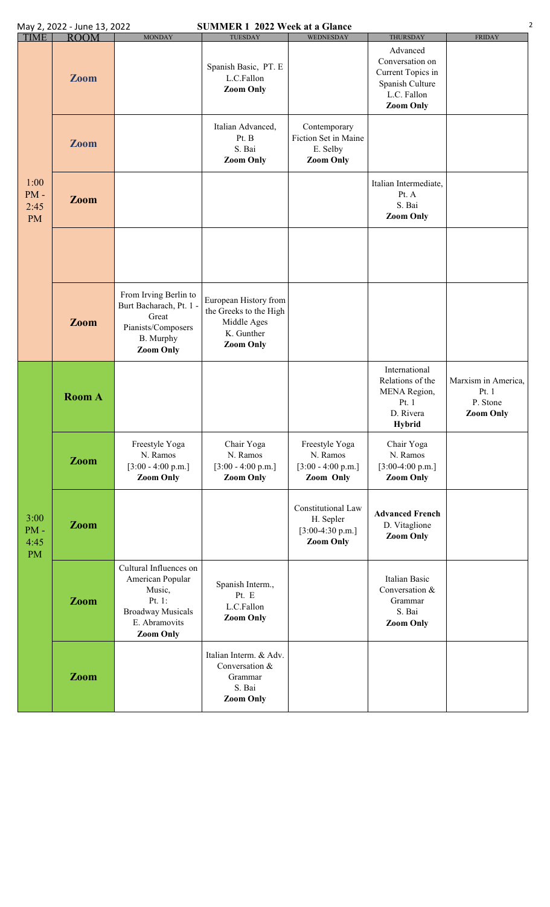May 2, 2022 - June 13, 2022

# SUMMER 1 2022 Week at a Glance

| TIME | ROOM | MONDAY | TUESDAY | WEDNESDAY | THURSDAY | FRIDAY |
|---|---|---|---|---|---|---|
| 1:00 PM - 2:45 PM | Zoom | | Spanish Basic, PT. E L.C.Fallon **Zoom Only** | | Advanced Conversation on Current Topics in Spanish Culture L.C. Fallon **Zoom Only** | |
| | Zoom | | Italian Advanced, Pt. B S. Bai **Zoom Only** | Contemporary Fiction Set in Maine E. Selby **Zoom Only** | | |
| | Zoom | | | | Italian Intermediate, Pt. A S. Bai **Zoom Only** | |
| | | | | | | |
| | Zoom | From Irving Berlin to Burt Bacharach, Pt. 1 - Great Pianists/Composers B. Murphy **Zoom Only** | European History from the Greeks to the High Middle Ages K. Gunther **Zoom Only** | | | |
| 3:00 PM - 4:45 PM | Room A | | | | International Relations of the MENA Region, Pt. 1 D. Rivera **Hybrid** | Marxism in America, Pt. 1 P. Stone **Zoom Only** |
| | Zoom | Freestyle Yoga N. Ramos [3:00 - 4:00 p.m.] **Zoom Only** | Chair Yoga N. Ramos [3:00 - 4:00 p.m.] **Zoom Only** | Freestyle Yoga N. Ramos [3:00 - 4:00 p.m.] **Zoom Only** | Chair Yoga N. Ramos [3:00-4:00 p.m.] **Zoom Only** | |
| | Zoom | | | Constitutional Law H. Sepler [3:00-4:30 p.m.] **Zoom Only** | **Advanced French** D. Vitaglione **Zoom Only** | |
| | Zoom | Cultural Influences on American Popular Music, Pt. 1: Broadway Musicals E. Abramovits **Zoom Only** | Spanish Interm., Pt. E L.C.Fallon **Zoom Only** | | Italian Basic Conversation & Grammar S. Bai **Zoom Only** | |
| | Zoom | | Italian Interm. & Adv. Conversation & Grammar S. Bai **Zoom Only** | | | |